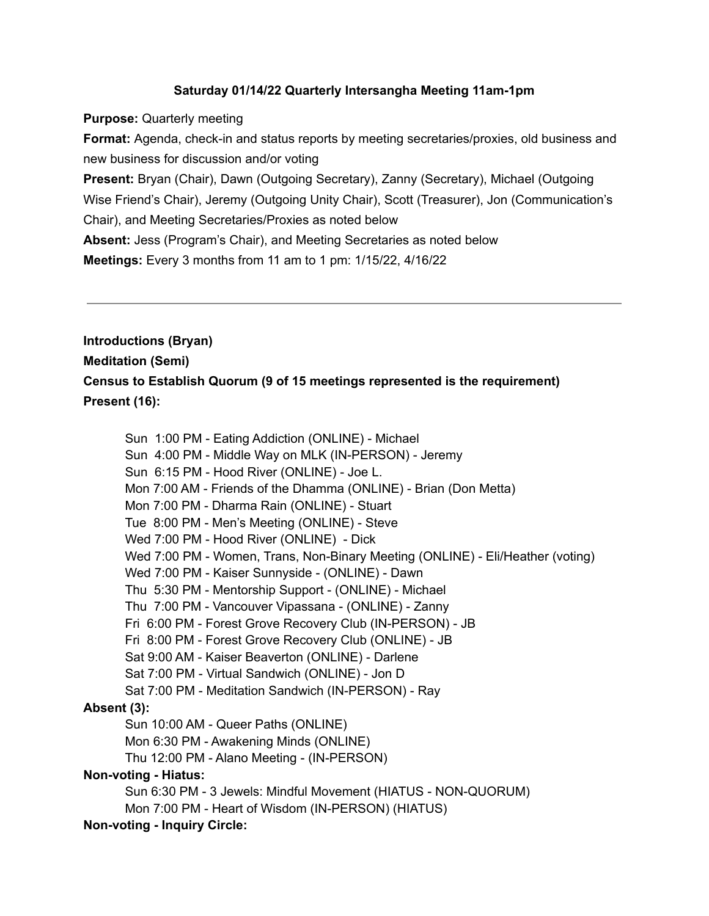**Saturday 01/14/22 Quarterly Intersangha Meeting 11am-1pm**

**Purpose:** Quarterly meeting

**Format:** Agenda, check-in and status reports by meeting secretaries/proxies, old business and new business for discussion and/or voting

**Present:** Bryan (Chair), Dawn (Outgoing Secretary), Zanny (Secretary), Michael (Outgoing Wise Friend's Chair), Jeremy (Outgoing Unity Chair), Scott (Treasurer), Jon (Communication's Chair), and Meeting Secretaries/Proxies as noted below

**Absent:** Jess (Program's Chair), and Meeting Secretaries as noted below

**Meetings:** Every 3 months from 11 am to 1 pm: 1/15/22, 4/16/22

---

**Introductions (Bryan)**

**Meditation (Semi)**

**Census to Establish Quorum (9 of 15 meetings represented is the requirement)**

**Present (16):**

- Sun 1:00 PM - Eating Addiction (ONLINE) - Michael
- Sun 4:00 PM - Middle Way on MLK (IN-PERSON) - Jeremy
- Sun 6:15 PM - Hood River (ONLINE) - Joe L.
- Mon 7:00 AM - Friends of the Dhamma (ONLINE) - Brian (Don Metta)
- Mon 7:00 PM - Dharma Rain (ONLINE) - Stuart
- Tue 8:00 PM - Men's Meeting (ONLINE) - Steve
- Wed 7:00 PM - Hood River (ONLINE) - Dick
- Wed 7:00 PM - Women, Trans, Non-Binary Meeting (ONLINE) - Eli/Heather (voting)
- Wed 7:00 PM - Kaiser Sunnyside - (ONLINE) - Dawn
- Thu 5:30 PM - Mentorship Support - (ONLINE) - Michael
- Thu 7:00 PM - Vancouver Vipassana - (ONLINE) - Zanny
- Fri 6:00 PM - Forest Grove Recovery Club (IN-PERSON) - JB
- Fri 8:00 PM - Forest Grove Recovery Club (ONLINE) - JB
- Sat 9:00 AM - Kaiser Beaverton (ONLINE) - Darlene
- Sat 7:00 PM - Virtual Sandwich (ONLINE) - Jon D
- Sat 7:00 PM - Meditation Sandwich (IN-PERSON) - Ray

**Absent (3):**

- Sun 10:00 AM - Queer Paths (ONLINE)
- Mon 6:30 PM - Awakening Minds (ONLINE)
- Thu 12:00 PM - Alano Meeting - (IN-PERSON)

**Non-voting - Hiatus:**

- Sun 6:30 PM - 3 Jewels: Mindful Movement (HIATUS - NON-QUORUM)
- Mon 7:00 PM - Heart of Wisdom (IN-PERSON) (HIATUS)

**Non-voting - Inquiry Circle:**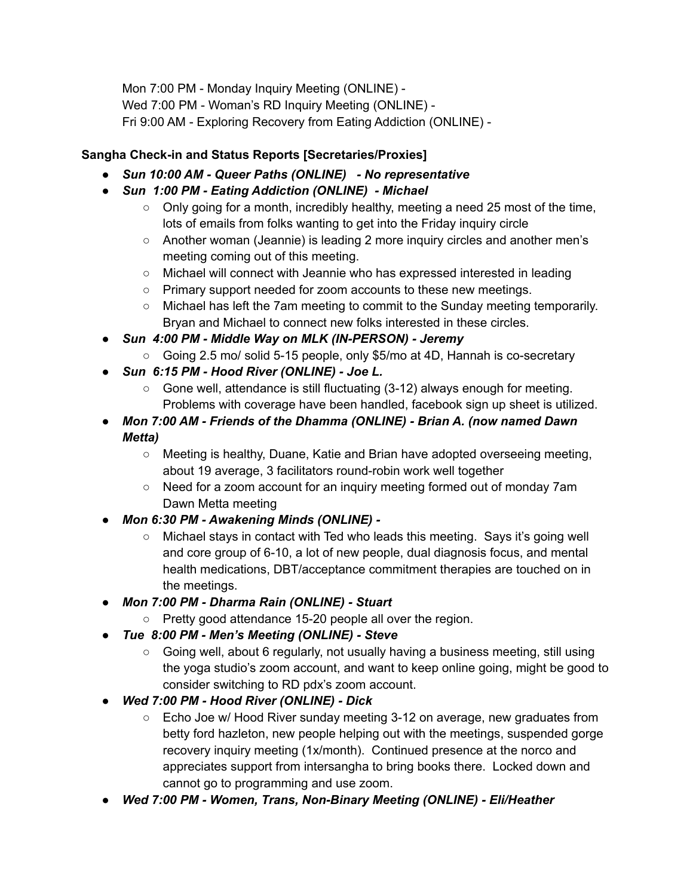Mon 7:00 PM - Monday Inquiry Meeting (ONLINE) -
Wed 7:00 PM - Woman's RD Inquiry Meeting (ONLINE) -
Fri 9:00 AM - Exploring Recovery from Eating Addiction (ONLINE) -

**Sangha Check-in and Status Reports [Secretaries/Proxies]**

- ***Sun 10:00 AM - Queer Paths (ONLINE) - No representative***
- ***Sun 1:00 PM - Eating Addiction (ONLINE) - Michael***
  - Only going for a month, incredibly healthy, meeting a need 25 most of the time, lots of emails from folks wanting to get into the Friday inquiry circle
  - Another woman (Jeannie) is leading 2 more inquiry circles and another men's meeting coming out of this meeting.
  - Michael will connect with Jeannie who has expressed interested in leading
  - Primary support needed for zoom accounts to these new meetings.
  - Michael has left the 7am meeting to commit to the Sunday meeting temporarily. Bryan and Michael to connect new folks interested in these circles.
- ***Sun 4:00 PM - Middle Way on MLK (IN-PERSON) - Jeremy***
  - Going 2.5 mo/ solid 5-15 people, only $5/mo at 4D, Hannah is co-secretary
- ***Sun 6:15 PM - Hood River (ONLINE) - Joe L.***
  - Gone well, attendance is still fluctuating (3-12) always enough for meeting. Problems with coverage have been handled, facebook sign up sheet is utilized.
- ***Mon 7:00 AM - Friends of the Dhamma (ONLINE) - Brian A. (now named Dawn Metta)***
  - Meeting is healthy, Duane, Katie and Brian have adopted overseeing meeting, about 19 average, 3 facilitators round-robin work well together
  - Need for a zoom account for an inquiry meeting formed out of monday 7am Dawn Metta meeting
- ***Mon 6:30 PM - Awakening Minds (ONLINE) -***
  - Michael stays in contact with Ted who leads this meeting. Says it's going well and core group of 6-10, a lot of new people, dual diagnosis focus, and mental health medications, DBT/acceptance commitment therapies are touched on in the meetings.
- ***Mon 7:00 PM - Dharma Rain (ONLINE) - Stuart***
  - Pretty good attendance 15-20 people all over the region.
- ***Tue 8:00 PM - Men's Meeting (ONLINE) - Steve***
  - Going well, about 6 regularly, not usually having a business meeting, still using the yoga studio's zoom account, and want to keep online going, might be good to consider switching to RD pdx's zoom account.
- ***Wed 7:00 PM - Hood River (ONLINE) - Dick***
  - Echo Joe w/ Hood River sunday meeting 3-12 on average, new graduates from betty ford hazleton, new people helping out with the meetings, suspended gorge recovery inquiry meeting (1x/month). Continued presence at the norco and appreciates support from intersangha to bring books there. Locked down and cannot go to programming and use zoom.
- ***Wed 7:00 PM - Women, Trans, Non-Binary Meeting (ONLINE) - Eli/Heather***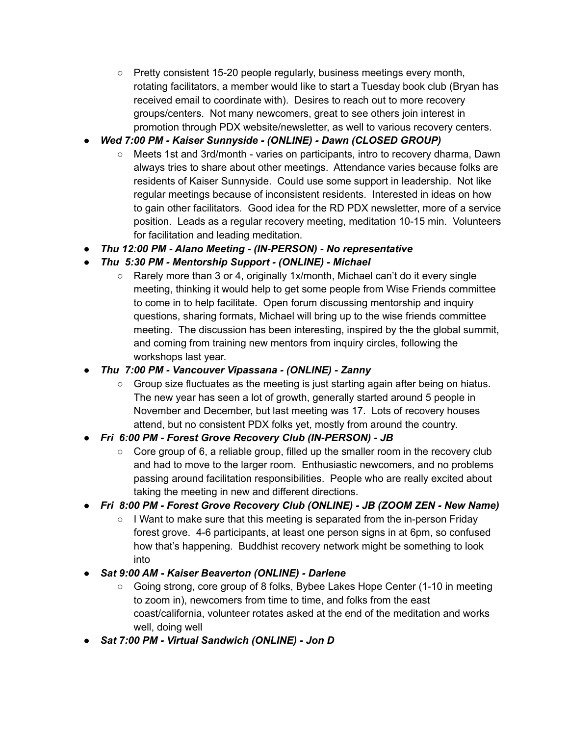- Pretty consistent 15-20 people regularly, business meetings every month, rotating facilitators, a member would like to start a Tuesday book club (Bryan has received email to coordinate with). Desires to reach out to more recovery groups/centers. Not many newcomers, great to see others join interest in promotion through PDX website/newsletter, as well to various recovery centers.
- ***Wed 7:00 PM - Kaiser Sunnyside - (ONLINE) - Dawn (CLOSED GROUP)***
  - Meets 1st and 3rd/month - varies on participants, intro to recovery dharma, Dawn always tries to share about other meetings. Attendance varies because folks are residents of Kaiser Sunnyside. Could use some support in leadership. Not like regular meetings because of inconsistent residents. Interested in ideas on how to gain other facilitators. Good idea for the RD PDX newsletter, more of a service position. Leads as a regular recovery meeting, meditation 10-15 min. Volunteers for facilitation and leading meditation.
- ***Thu 12:00 PM - Alano Meeting - (IN-PERSON) - No representative***
- ***Thu 5:30 PM - Mentorship Support - (ONLINE) - Michael***
  - Rarely more than 3 or 4, originally 1x/month, Michael can't do it every single meeting, thinking it would help to get some people from Wise Friends committee to come in to help facilitate. Open forum discussing mentorship and inquiry questions, sharing formats, Michael will bring up to the wise friends committee meeting. The discussion has been interesting, inspired by the the global summit, and coming from training new mentors from inquiry circles, following the workshops last year.
- ***Thu 7:00 PM - Vancouver Vipassana - (ONLINE) - Zanny***
  - Group size fluctuates as the meeting is just starting again after being on hiatus. The new year has seen a lot of growth, generally started around 5 people in November and December, but last meeting was 17. Lots of recovery houses attend, but no consistent PDX folks yet, mostly from around the country.
- ***Fri 6:00 PM - Forest Grove Recovery Club (IN-PERSON) - JB***
  - Core group of 6, a reliable group, filled up the smaller room in the recovery club and had to move to the larger room. Enthusiastic newcomers, and no problems passing around facilitation responsibilities. People who are really excited about taking the meeting in new and different directions.
- ***Fri 8:00 PM - Forest Grove Recovery Club (ONLINE) - JB (ZOOM ZEN - New Name)***
  - I Want to make sure that this meeting is separated from the in-person Friday forest grove. 4-6 participants, at least one person signs in at 6pm, so confused how that's happening. Buddhist recovery network might be something to look into
- ***Sat 9:00 AM - Kaiser Beaverton (ONLINE) - Darlene***
  - Going strong, core group of 8 folks, Bybee Lakes Hope Center (1-10 in meeting to zoom in), newcomers from time to time, and folks from the east coast/california, volunteer rotates asked at the end of the meditation and works well, doing well
- ***Sat 7:00 PM - Virtual Sandwich (ONLINE) - Jon D***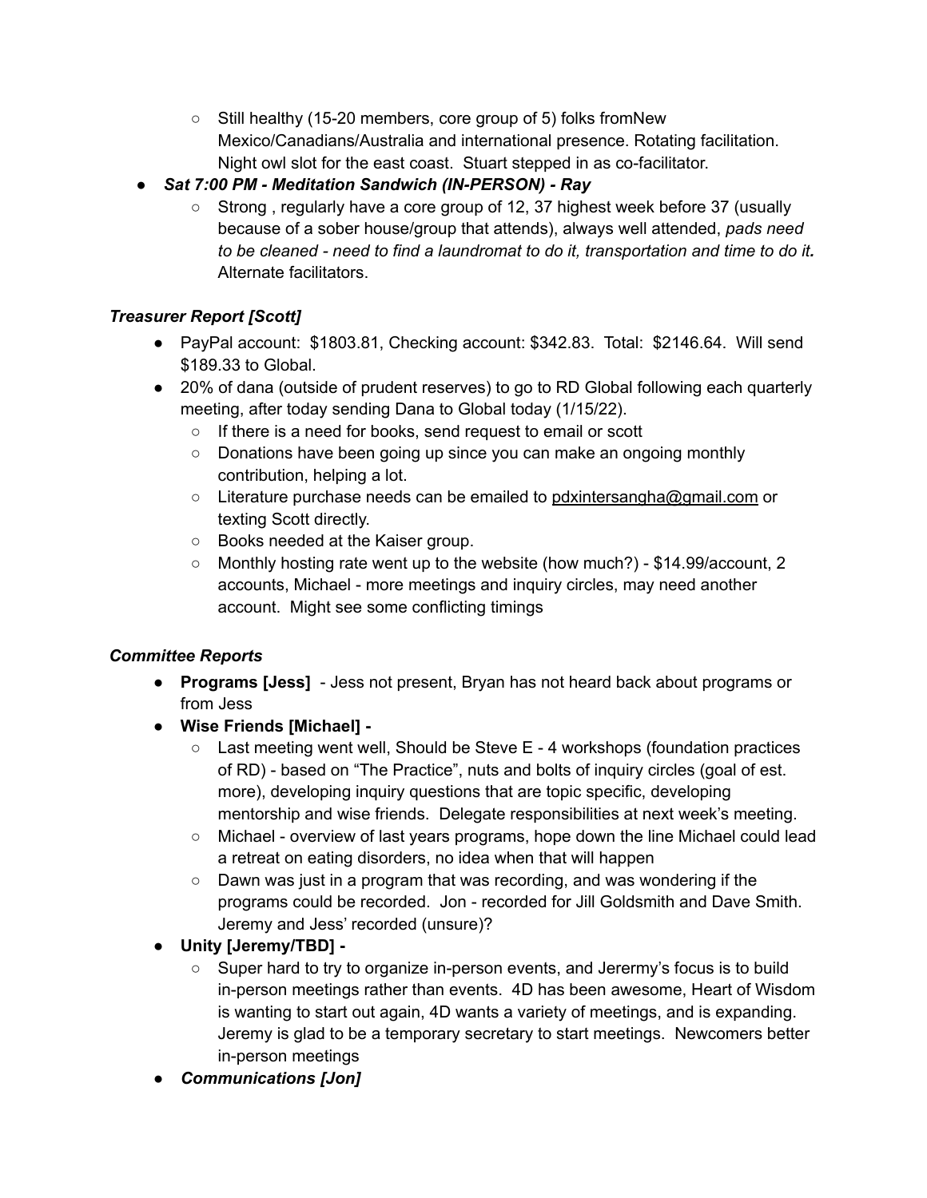- Still healthy (15-20 members, core group of 5) folks fromNew Mexico/Canadians/Australia and international presence. Rotating facilitation. Night owl slot for the east coast. Stuart stepped in as co-facilitator.
- ***Sat 7:00 PM - Meditation Sandwich (IN-PERSON) - Ray***
    - Strong , regularly have a core group of 12, 37 highest week before 37 (usually because of a sober house/group that attends), always well attended, *pads need to be cleaned - need to find a laundromat to do it, transportation and time to do it.* Alternate facilitators.

***Treasurer Report [Scott]***

- PayPal account: $1803.81, Checking account: $342.83. Total: $2146.64. Will send $189.33 to Global.
- 20% of dana (outside of prudent reserves) to go to RD Global following each quarterly meeting, after today sending Dana to Global today (1/15/22).
    - If there is a need for books, send request to email or scott
    - Donations have been going up since you can make an ongoing monthly contribution, helping a lot.
    - Literature purchase needs can be emailed to pdxintersangha@gmail.com or texting Scott directly.
    - Books needed at the Kaiser group.
    - Monthly hosting rate went up to the website (how much?) - $14.99/account, 2 accounts, Michael - more meetings and inquiry circles, may need another account. Might see some conflicting timings

***Committee Reports***

- **Programs [Jess]** - Jess not present, Bryan has not heard back about programs or from Jess
- **Wise Friends [Michael] -**
    - Last meeting went well, Should be Steve E - 4 workshops (foundation practices of RD) - based on "The Practice", nuts and bolts of inquiry circles (goal of est. more), developing inquiry questions that are topic specific, developing mentorship and wise friends. Delegate responsibilities at next week's meeting.
    - Michael - overview of last years programs, hope down the line Michael could lead a retreat on eating disorders, no idea when that will happen
    - Dawn was just in a program that was recording, and was wondering if the programs could be recorded. Jon - recorded for Jill Goldsmith and Dave Smith. Jeremy and Jess' recorded (unsure)?
- **Unity [Jeremy/TBD] -**
    - Super hard to try to organize in-person events, and Jerermy's focus is to build in-person meetings rather than events. 4D has been awesome, Heart of Wisdom is wanting to start out again, 4D wants a variety of meetings, and is expanding. Jeremy is glad to be a temporary secretary to start meetings. Newcomers better in-person meetings
- ***Communications [Jon]***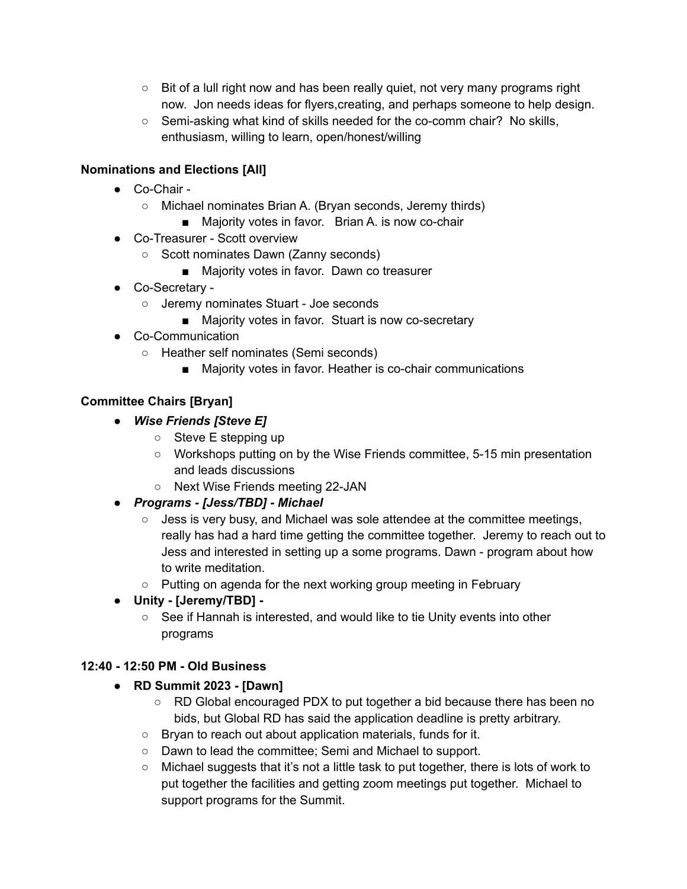- Bit of a lull right now and has been really quiet, not very many programs right now.  Jon needs ideas for flyers,creating, and perhaps someone to help design.
  - Semi-asking what kind of skills needed for the co-comm chair?  No skills, enthusiasm, willing to learn, open/honest/willing

**Nominations and Elections [All]**

- Co-Chair -
  - Michael nominates Brian A. (Bryan seconds, Jeremy thirds)
    - Majority votes in favor.   Brian A. is now co-chair
- Co-Treasurer - Scott overview
  - Scott nominates Dawn (Zanny seconds)
    - Majority votes in favor.  Dawn co treasurer
- Co-Secretary -
  - Jeremy nominates Stuart - Joe seconds
    - Majority votes in favor.  Stuart is now co-secretary
- Co-Communication
  - Heather self nominates (Semi seconds)
    - Majority votes in favor. Heather is co-chair communications

**Committee Chairs [Bryan]**

- ***Wise Friends [Steve E]***
  - Steve E stepping up
  - Workshops putting on by the Wise Friends committee, 5-15 min presentation and leads discussions
  - Next Wise Friends meeting 22-JAN
- ***Programs - [Jess/TBD] - Michael***
  - Jess is very busy, and Michael was sole attendee at the committee meetings, really has had a hard time getting the committee together.  Jeremy to reach out to Jess and interested in setting up a some programs. Dawn - program about how to write meditation.
  - Putting on agenda for the next working group meeting in February
- **Unity - [Jeremy/TBD] -**
  - See if Hannah is interested, and would like to tie Unity events into other programs

**12:40 - 12:50 PM - Old Business**

- **RD Summit 2023 - [Dawn]**
  - RD Global encouraged PDX to put together a bid because there has been no bids, but Global RD has said the application deadline is pretty arbitrary.
  - Bryan to reach out about application materials, funds for it.
  - Dawn to lead the committee; Semi and Michael to support.
  - Michael suggests that it's not a little task to put together, there is lots of work to put together the facilities and getting zoom meetings put together.  Michael to support programs for the Summit.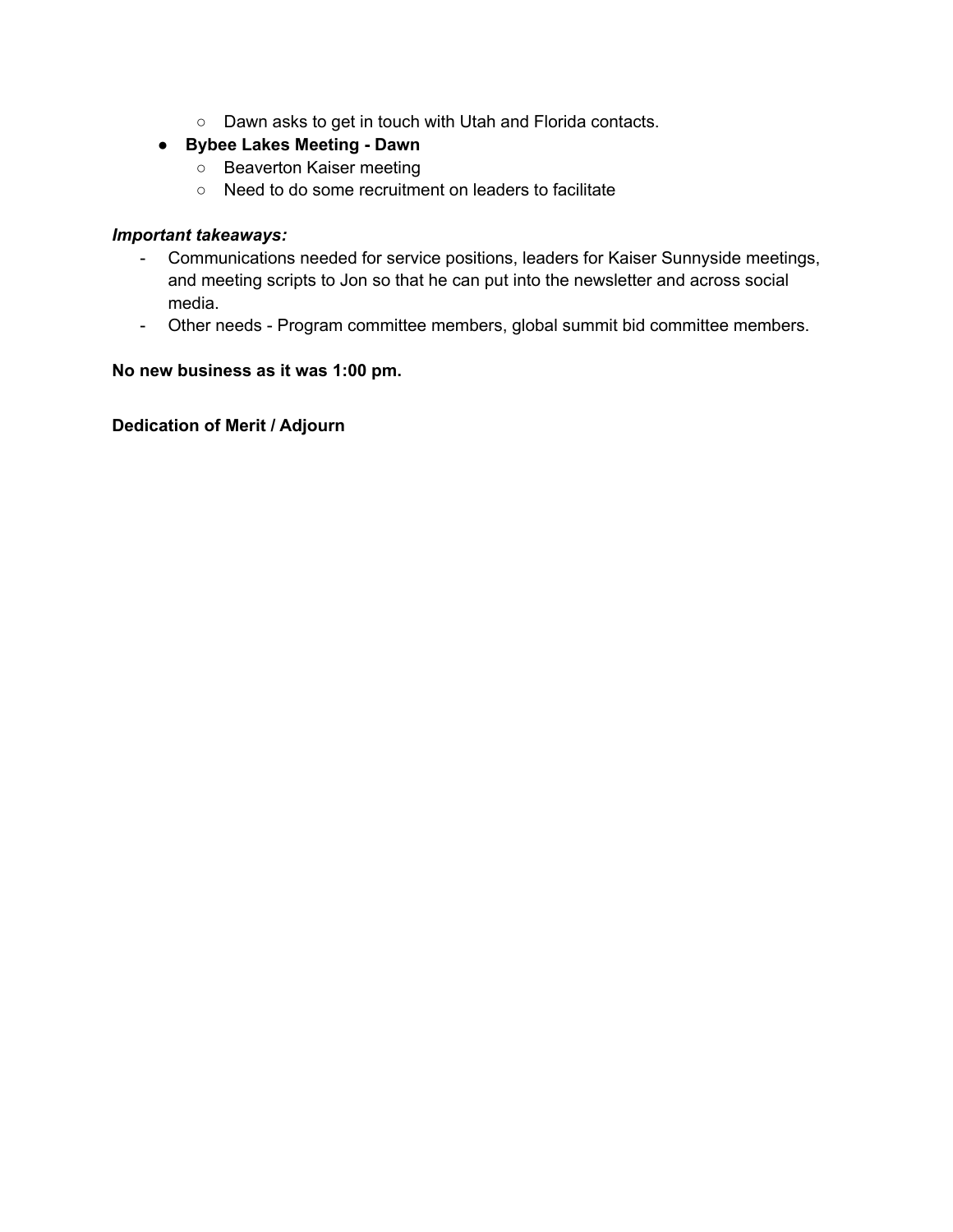- Dawn asks to get in touch with Utah and Florida contacts.
- **Bybee Lakes Meeting - Dawn**
    - Beaverton Kaiser meeting
    - Need to do some recruitment on leaders to facilitate

***Important takeaways:***

- Communications needed for service positions, leaders for Kaiser Sunnyside meetings, and meeting scripts to Jon so that he can put into the newsletter and across social media.
- Other needs - Program committee members, global summit bid committee members.

**No new business as it was 1:00 pm.**

**Dedication of Merit / Adjourn**